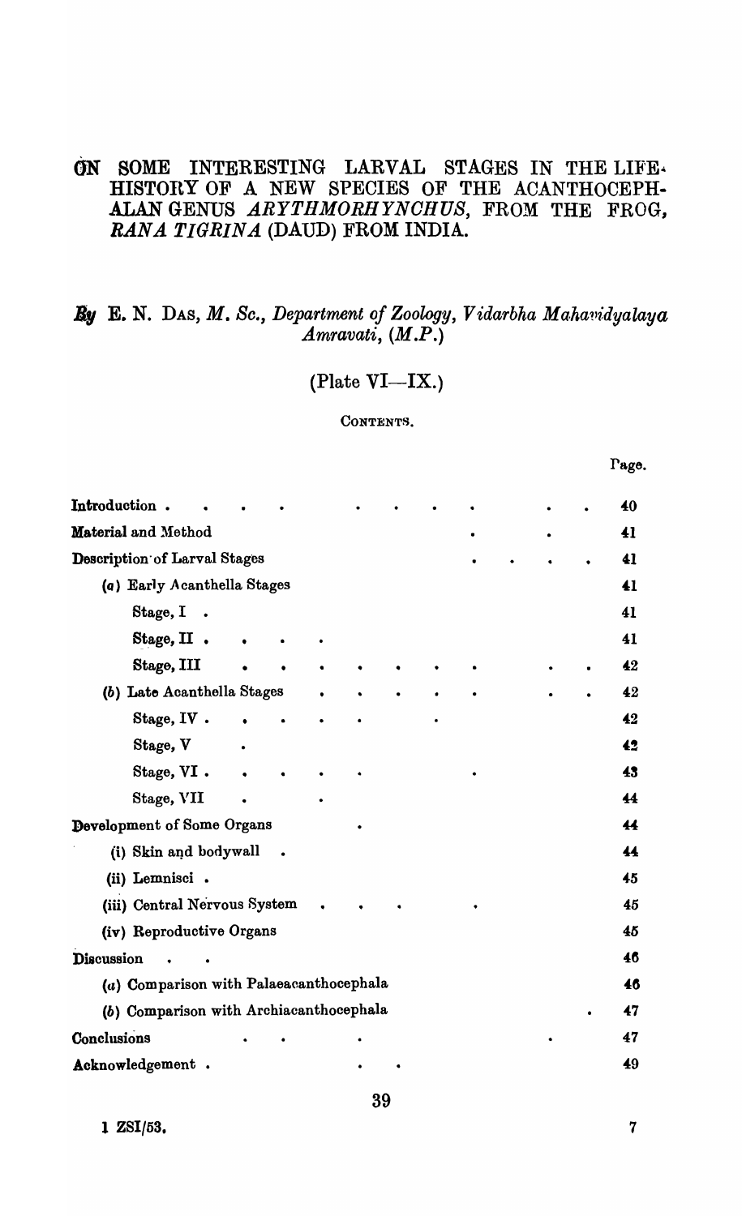# ON SOME INTERESTING LARVAL STAGES IN THE LIFE-HISTORY OF A NEW SPECIES OF THE ACANTHOCEPHALAN GENUS *ARYTHMORHYNCHUS*, FROM THE FROG, *RANA TIGRINA* (DAUD) FROM INDIA.

*By* E. N. DAS, *M. Sc., Department of Zoology, Vidarbha Mahavidyalaya Amravati, (M.P.)*

(Plate VI—IX.)

CONTENTS.

| | Page. |
|---|---|
| Introduction | 40 |
| Material and Method | 41 |
| Description of Larval Stages | 41 |
| (a) Early Acanthella Stages | 41 |
| Stage, I | 41 |
| Stage, II | 41 |
| Stage, III | 42 |
| (b) Late Acanthella Stages | 42 |
| Stage, IV | 42 |
| Stage, V | 42 |
| Stage, VI | 43 |
| Stage, VII | 44 |
| Development of Some Organs | 44 |
| (i) Skin and bodywall | 44 |
| (ii) Lemnisci | 45 |
| (iii) Central Nervous System | 45 |
| (iv) Reproductive Organs | 45 |
| Discussion | 46 |
| (a) Comparison with Palaeacanthocephala | 46 |
| (b) Comparison with Archiacanthocephala | 47 |
| Conclusions | 47 |
| Acknowledgement | 49 |

1 ZSI/53.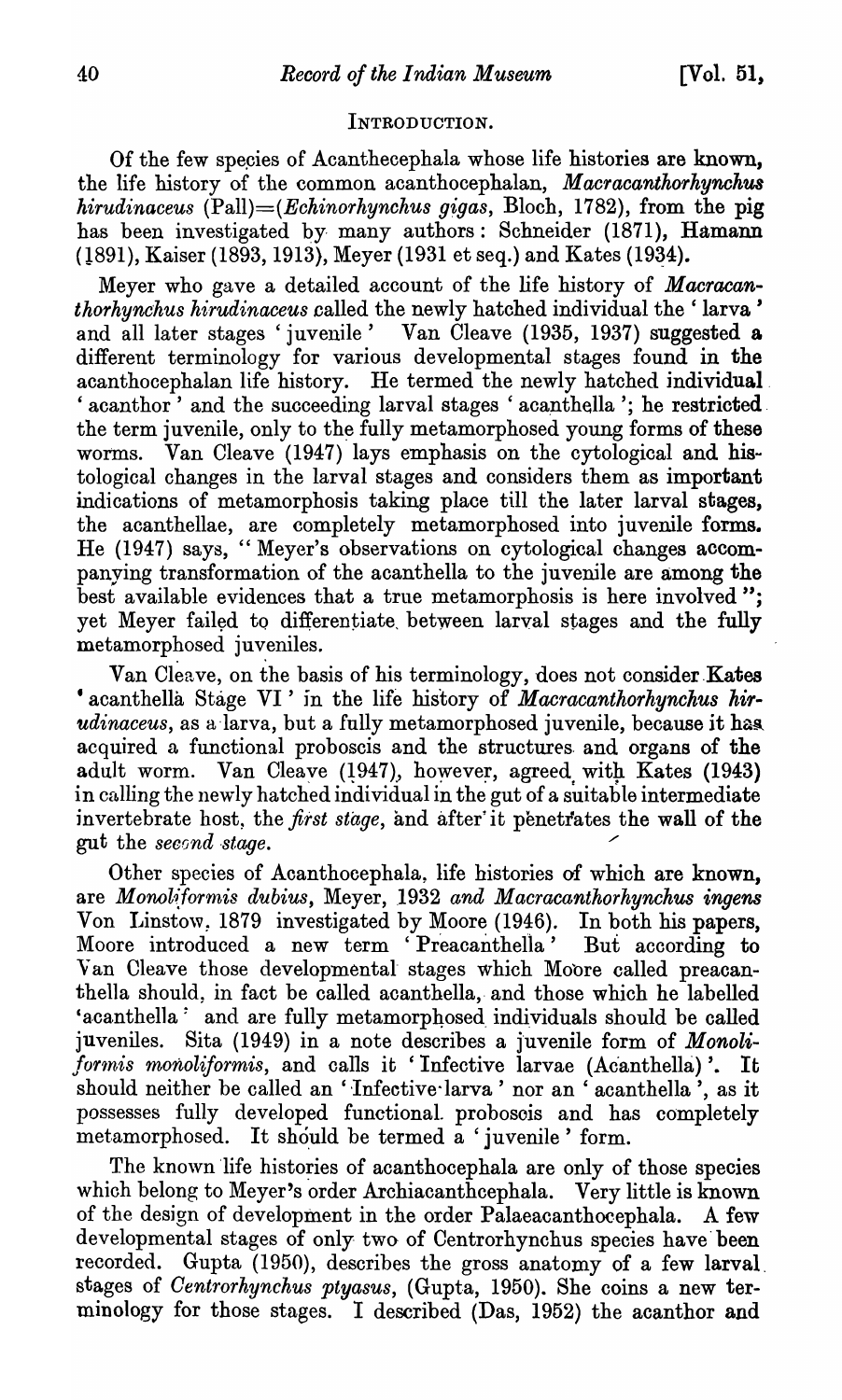## INTRODUCTION.

Of the few species of Acanthecephala whose life histories are known, the life history of the common acanthocephalan, *Macracanthorhynchus hirudinaceus* (Pall)=(*Echinorhynchus gigas*, Bloch, 1782), from the pig has been investigated by many authors: Schneider (1871), Hamann (1891), Kaiser (1893, 1913), Meyer (1931 et seq.) and Kates (1934).

Meyer who gave a detailed account of the life history of *Macracanthorhynchus hirudinaceus* called the newly hatched individual the 'larva' and all later stages 'juvenile' Van Cleave (1935, 1937) suggested a different terminology for various developmental stages found in the acanthocephalan life history. He termed the newly hatched individual 'acanthor' and the succeeding larval stages 'acanthella'; he restricted the term juvenile, only to the fully metamorphosed young forms of these worms. Van Cleave (1947) lays emphasis on the cytological and histological changes in the larval stages and considers them as important indications of metamorphosis taking place till the later larval stages, the acanthellae, are completely metamorphosed into juvenile forms. He (1947) says, "Meyer's observations on cytological changes accompanying transformation of the acanthella to the juvenile are among the best available evidences that a true metamorphosis is here involved"; yet Meyer failed to differentiate between larval stages and the fully metamorphosed juveniles.

Van Cleave, on the basis of his terminology, does not consider Kates 'acanthella Stage VI' in the life history of *Macracanthorhynchus hirudinaceus*, as a larva, but a fully metamorphosed juvenile, because it has acquired a functional proboscis and the structures and organs of the adult worm. Van Cleave (1947), however, agreed with Kates (1943) in calling the newly hatched individual in the gut of a suitable intermediate invertebrate host, the *first stage*, and after it penetrates the wall of the gut the *second stage*.

Other species of Acanthocephala, life histories of which are known, are *Moniliformis dubius*, Meyer, 1932 *and Macracanthorhynchus ingens* Von Linstow, 1879 investigated by Moore (1946). In both his papers, Moore introduced a new term 'Preacanthella' But according to Van Cleave those developmental stages which Moore called preacanthella should, in fact be called acanthella, and those which he labelled 'acanthella' and are fully metamorphosed individuals should be called juveniles. Sita (1949) in a note describes a juvenile form of *Moniliformis moniliformis*, and calls it 'Infective larvae (Acanthella)'. It should neither be called an 'Infective larva' nor an 'acanthella', as it possesses fully developed functional proboscis and has completely metamorphosed. It should be termed a 'juvenile' form.

The known life histories of acanthocephala are only of those species which belong to Meyer's order Archiacanthocephala. Very little is known of the design of development in the order Palaeacanthocephala. A few developmental stages of only two of Centrorhynchus species have been recorded. Gupta (1950), describes the gross anatomy of a few larval stages of *Centrorhynchus ptyasus*, (Gupta, 1950). She coins a new terminology for those stages. I described (Das, 1952) the acanthor and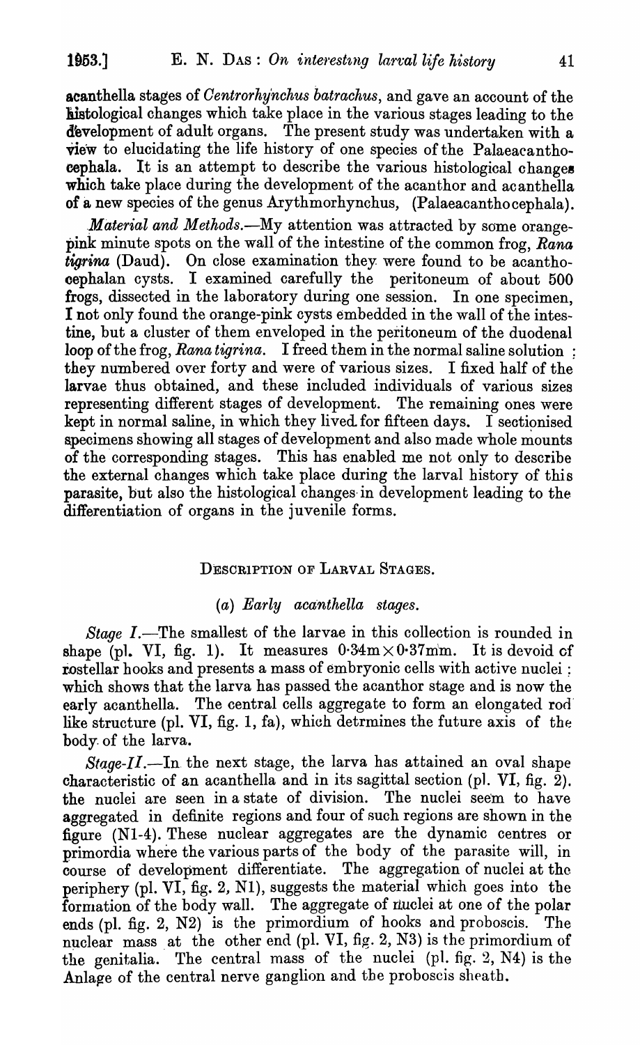acanthella stages of *Centrorhynchus batrachus*, and gave an account of the histological changes which take place in the various stages leading to the development of adult organs. The present study was undertaken with a view to elucidating the life history of one species of the Palaeacanthocephala. It is an attempt to describe the various histological changes which take place during the development of the acanthor and acanthella of a new species of the genus Arythmorhynchus, (Palaeacanthocephala).

*Material and Methods.*—My attention was attracted by some orange-pink minute spots on the wall of the intestine of the common frog, *Rana tigrina* (Daud). On close examination they were found to be acanthocephalan cysts. I examined carefully the peritoneum of about 500 frogs, dissected in the laboratory during one session. In one specimen, I not only found the orange-pink cysts embedded in the wall of the intestine, but a cluster of them enveloped in the peritoneum of the duodenal loop of the frog, *Rana tigrina*. I freed them in the normal saline solution; they numbered over forty and were of various sizes. I fixed half of the larvae thus obtained, and these included individuals of various sizes representing different stages of development. The remaining ones were kept in normal saline, in which they lived for fifteen days. I sectionised specimens showing all stages of development and also made whole mounts of the corresponding stages. This has enabled me not only to describe the external changes which take place during the larval history of this parasite, but also the histological changes in development leading to the differentiation of organs in the juvenile forms.

## DESCRIPTION OF LARVAL STAGES.

### (a) *Early acanthella stages.*

*Stage I.*—The smallest of the larvae in this collection is rounded in shape (pl. VI, fig. 1). It measures 0·34m × 0·37mm. It is devoid of rostellar hooks and presents a mass of embryonic cells with active nuclei; which shows that the larva has passed the acanthor stage and is now the early acanthella. The central cells aggregate to form an elongated rod like structure (pl. VI, fig. 1, fa), which detrmines the future axis of the body of the larva.

*Stage-II.*—In the next stage, the larva has attained an oval shape characteristic of an acanthella and in its sagittal section (pl. VI, fig. 2). the nuclei are seen in a state of division. The nuclei seem to have aggregated in definite regions and four of such regions are shown in the figure (N1-4). These nuclear aggregates are the dynamic centres or primordia where the various parts of the body of the parasite will, in course of development differentiate. The aggregation of nuclei at the periphery (pl. VI, fig. 2, N1), suggests the material which goes into the formation of the body wall. The aggregate of nuclei at one of the polar ends (pl. fig. 2, N2) is the primordium of hooks and proboscis. The nuclear mass at the other end (pl. VI, fig. 2, N3) is the primordium of the genitalia. The central mass of the nuclei (pl. fig. 2, N4) is the Anlage of the central nerve ganglion and the proboscis sheath.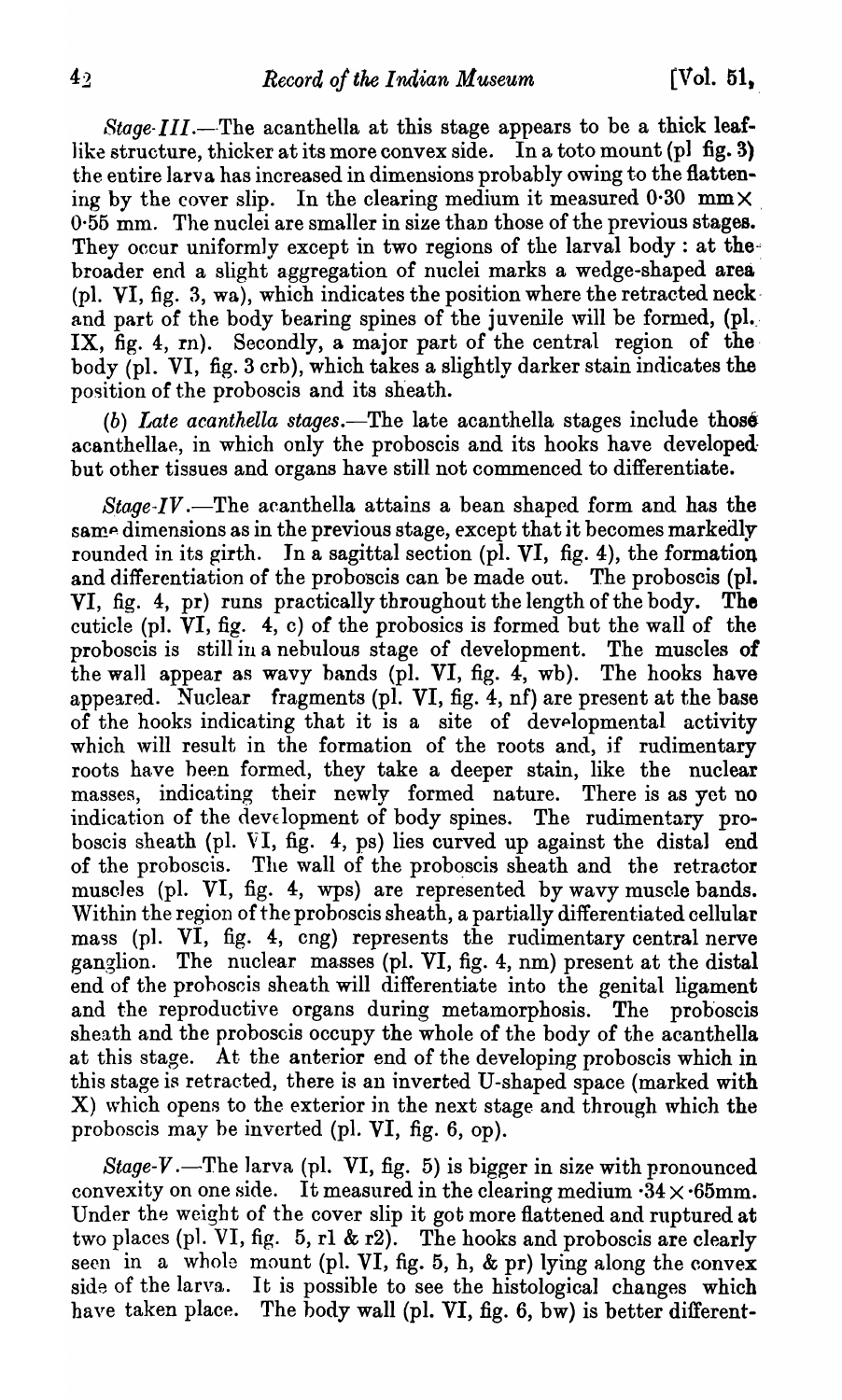*Stage-III.*—The acanthella at this stage appears to be a thick leaf-like structure, thicker at its more convex side. In a toto mount (pl fig. 3) the entire larva has increased in dimensions probably owing to the flattening by the cover slip. In the clearing medium it measured 0·30 mm × 0·55 mm. The nuclei are smaller in size than those of the previous stages. They occur uniformly except in two regions of the larval body : at the broader end a slight aggregation of nuclei marks a wedge-shaped area (pl. VI, fig. 3, wa), which indicates the position where the retracted neck and part of the body bearing spines of the juvenile will be formed, (pl. IX, fig. 4, rn). Secondly, a major part of the central region of the body (pl. VI, fig. 3 crb), which takes a slightly darker stain indicates the position of the proboscis and its sheath.

(*b*) *Late acanthella stages.*—The late acanthella stages include those acanthellae, in which only the proboscis and its hooks have developed but other tissues and organs have still not commenced to differentiate.

*Stage-IV.*—The acanthella attains a bean shaped form and has the same dimensions as in the previous stage, except that it becomes markedly rounded in its girth. In a sagittal section (pl. VI, fig. 4), the formation and differentiation of the proboscis can be made out. The proboscis (pl. VI, fig. 4, pr) runs practically throughout the length of the body. The cuticle (pl. VI, fig. 4, c) of the probosics is formed but the wall of the proboscis is still in a nebulous stage of development. The muscles of the wall appear as wavy bands (pl. VI, fig. 4, wb). The hooks have appeared. Nuclear fragments (pl. VI, fig. 4, nf) are present at the base of the hooks indicating that it is a site of developmental activity which will result in the formation of the roots and, if rudimentary roots have been formed, they take a deeper stain, like the nuclear masses, indicating their newly formed nature. There is as yet no indication of the development of body spines. The rudimentary proboscis sheath (pl. VI, fig. 4, ps) lies curved up against the distal end of the proboscis. The wall of the proboscis sheath and the retractor muscles (pl. VI, fig. 4, wps) are represented by wavy muscle bands. Within the region of the proboscis sheath, a partially differentiated cellular mass (pl. VI, fig. 4, cng) represents the rudimentary central nerve ganglion. The nuclear masses (pl. VI, fig. 4, nm) present at the distal end of the proboscis sheath will differentiate into the genital ligament and the reproductive organs during metamorphosis. The proboscis sheath and the proboscis occupy the whole of the body of the acanthella at this stage. At the anterior end of the developing proboscis which in this stage is retracted, there is an inverted U-shaped space (marked with X) which opens to the exterior in the next stage and through which the proboscis may be inverted (pl. VI, fig. 6, op).

*Stage-V.*—The larva (pl. VI, fig. 5) is bigger in size with pronounced convexity on one side. It measured in the clearing medium ·34 × ·65mm. Under the weight of the cover slip it got more flattened and ruptured at two places (pl. VI, fig. 5, r1 & r2). The hooks and proboscis are clearly seen in a whole mount (pl. VI, fig. 5, h, & pr) lying along the convex side of the larva. It is possible to see the histological changes which have taken place. The body wall (pl. VI, fig. 6, bw) is better different-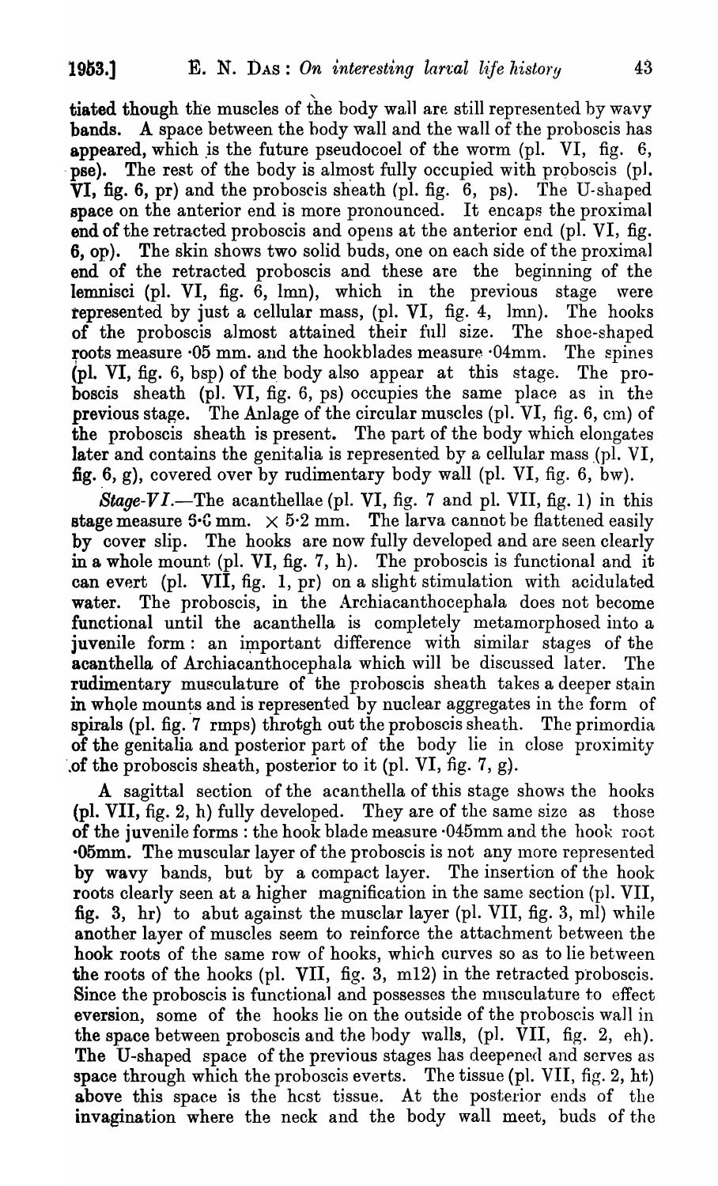tiated though the muscles of the body wall are still represented by wavy bands. A space between the body wall and the wall of the proboscis has appeared, which is the future pseudocoel of the worm (pl. VI, fig. 6, pse). The rest of the body is almost fully occupied with proboscis (pl. VI, fig. 6, pr) and the proboscis sheath (pl. fig. 6, ps). The U-shaped space on the anterior end is more pronounced. It encaps the proximal end of the retracted proboscis and opens at the anterior end (pl. VI, fig. 6, op). The skin shows two solid buds, one on each side of the proximal end of the retracted proboscis and these are the beginning of the lemnisci (pl. VI, fig. 6, lmn), which in the previous stage were represented by just a cellular mass, (pl. VI, fig. 4, lmn). The hooks of the proboscis almost attained their full size. The shoe-shaped roots measure ·05 mm. and the hookblades measure ·04mm. The spines (pl. VI, fig. 6, bsp) of the body also appear at this stage. The proboscis sheath (pl. VI, fig. 6, ps) occupies the same place as in the previous stage. The Anlage of the circular muscles (pl. VI, fig. 6, cm) of the proboscis sheath is present. The part of the body which elongates later and contains the genitalia is represented by a cellular mass (pl. VI, fig. 6, g), covered over by rudimentary body wall (pl. VI, fig. 6, bw).

*Stage-VI*.—The acanthellae (pl. VI, fig. 7 and pl. VII, fig. 1) in this stage measure 6·6 mm. × 5·2 mm. The larva cannot be flattened easily by cover slip. The hooks are now fully developed and are seen clearly in a whole mount (pl. VI, fig. 7, h). The proboscis is functional and it can evert (pl. VII, fig. 1, pr) on a slight stimulation with acidulated water. The proboscis, in the Archiacanthocephala does not become functional until the acanthella is completely metamorphosed into a juvenile form: an important difference with similar stages of the acanthella of Archiacanthocephala which will be discussed later. The rudimentary musculature of the proboscis sheath takes a deeper stain in whole mounts and is represented by nuclear aggregates in the form of spirals (pl. fig. 7 rmps) throtgh out the proboscis sheath. The primordia of the genitalia and posterior part of the body lie in close proximity of the proboscis sheath, posterior to it (pl. VI, fig. 7, g).

A sagittal section of the acanthella of this stage shows the hooks (pl. VII, fig. 2, h) fully developed. They are of the same size as those of the juvenile forms: the hook blade measure ·045mm and the hook root ·05mm. The muscular layer of the proboscis is not any more represented by wavy bands, but by a compact layer. The insertion of the hook roots clearly seen at a higher magnification in the same section (pl. VII, fig. 3, hr) to abut against the musclar layer (pl. VII, fig. 3, ml) while another layer of muscles seem to reinforce the attachment between the hook roots of the same row of hooks, which curves so as to lie between the roots of the hooks (pl. VII, fig. 3, ml2) in the retracted proboscis. Since the proboscis is functional and possesses the musculature to effect eversion, some of the hooks lie on the outside of the proboscis wall in the space between proboscis and the body walls, (pl. VII, fig. 2, eh). The U-shaped space of the previous stages has deepened and serves as space through which the proboscis everts. The tissue (pl. VII, fig. 2, ht) above this space is the hcst tissue. At the posterior ends of the invagination where the neck and the body wall meet, buds of the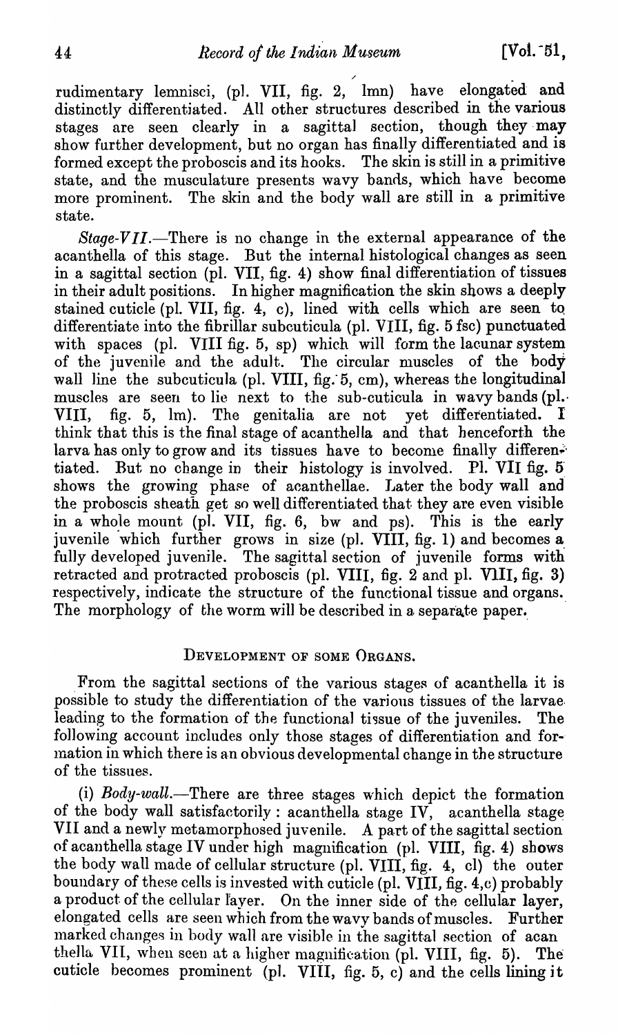rudimentary lemnisci, (pl. VII, fig. 2, lmn) have elongated and distinctly differentiated. All other structures described in the various stages are seen clearly in a sagittal section, though they may show further development, but no organ has finally differentiated and is formed except the proboscis and its hooks. The skin is still in a primitive state, and the musculature presents wavy bands, which have become more prominent. The skin and the body wall are still in a primitive state.

*Stage-VII.*—There is no change in the external appearance of the acanthella of this stage. But the internal histological changes as seen in a sagittal section (pl. VII, fig. 4) show final differentiation of tissues in their adult positions. In higher magnification the skin shows a deeply stained cuticle (pl. VII, fig. 4, c), lined with cells which are seen to differentiate into the fibrillar subcuticula (pl. VIII, fig. 5 fsc) punctuated with spaces (pl. VIII fig. 5, sp) which will form the lacunar system of the juvenile and the adult. The circular muscles of the body wall line the subcuticula (pl. VIII, fig. 5, cm), whereas the longitudinal muscles are seen to lie next to the sub-cuticula in wavy bands (pl. VIII, fig. 5, lm). The genitalia are not yet differentiated. I think that this is the final stage of acanthella and that henceforth the larva has only to grow and its tissues have to become finally differentiated. But no change in their histology is involved. Pl. VII fig. 5 shows the growing phase of acanthellae. Later the body wall and the proboscis sheath get so well differentiated that they are even visible in a whole mount (pl. VII, fig. 6, bw and ps). This is the early juvenile which further grows in size (pl. VIII, fig. 1) and becomes a fully developed juvenile. The sagittal section of juvenile forms with retracted and protracted proboscis (pl. VIII, fig. 2 and pl. VIII, fig. 3) respectively, indicate the structure of the functional tissue and organs. The morphology of the worm will be described in a separate paper.

## DEVELOPMENT OF SOME ORGANS.

From the sagittal sections of the various stages of acanthella it is possible to study the differentiation of the various tissues of the larvae leading to the formation of the functional tissue of the juveniles. The following account includes only those stages of differentiation and formation in which there is an obvious developmental change in the structure of the tissues.

(i) *Body-wall.*—There are three stages which depict the formation of the body wall satisfactorily : acanthella stage IV, acanthella stage VII and a newly metamorphosed juvenile. A part of the sagittal section of acanthella stage IV under high magnification (pl. VIII, fig. 4) shows the body wall made of cellular structure (pl. VIII, fig. 4, cl) the outer boundary of these cells is invested with cuticle (pl. VIII, fig. 4,c) probably a product of the cellular layer. On the inner side of the cellular layer, elongated cells are seen which from the wavy bands of muscles. Further marked changes in body wall are visible in the sagittal section of acanthella VII, when seen at a higher magnification (pl. VIII, fig. 5). The cuticle becomes prominent (pl. VIII, fig. 5, c) and the cells lining it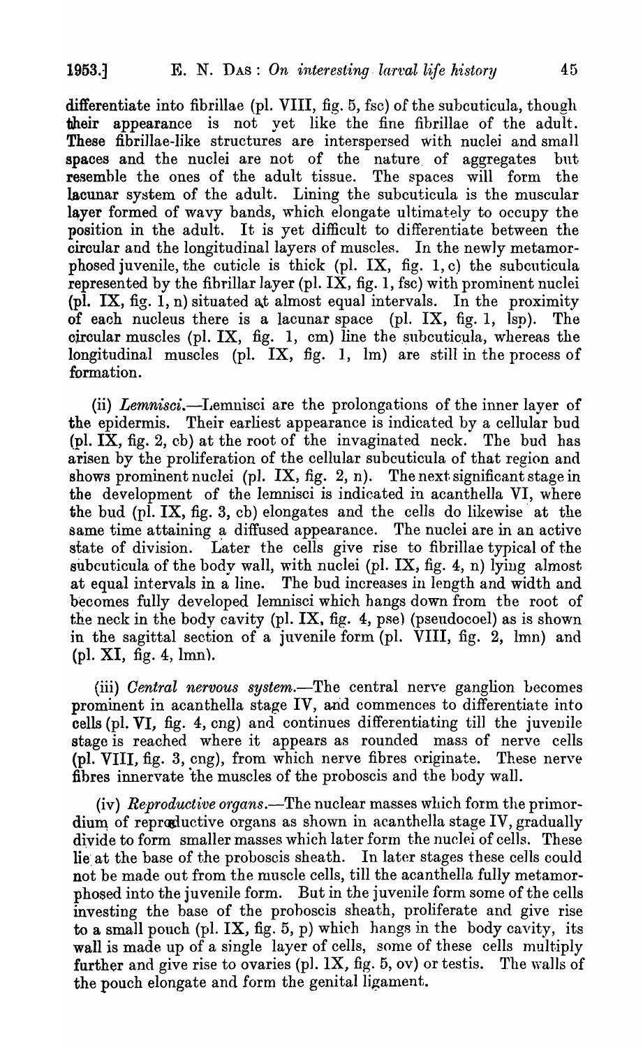differentiate into fibrillae (pl. VIII, fig. 5, fsc) of the subcuticula, though their appearance is not yet like the fine fibrillae of the adult. These fibrillae-like structures are interspersed with nuclei and small spaces and the nuclei are not of the nature of aggregates but resemble the ones of the adult tissue. The spaces will form the lacunar system of the adult. Lining the subcuticula is the muscular layer formed of wavy bands, which elongate ultimately to occupy the position in the adult. It is yet difficult to differentiate between the circular and the longitudinal layers of muscles. In the newly metamorphosed juvenile, the cuticle is thick (pl. IX, fig. 1, c) the subcuticula represented by the fibrillar layer (pl. IX, fig. 1, fsc) with prominent nuclei (pl. IX, fig. 1, n) situated at almost equal intervals. In the proximity of each nucleus there is a lacunar space (pl. IX, fig. 1, lsp). The circular muscles (pl. IX, fig. 1, cm) line the subcuticula, whereas the longitudinal muscles (pl. IX, fig. 1, lm) are still in the process of formation.

(ii) *Lemnisci.*—Lemnisci are the prolongations of the inner layer of the epidermis. Their earliest appearance is indicated by a cellular bud (pl. IX, fig. 2, cb) at the root of the invaginated neck. The bud has arisen by the proliferation of the cellular subcuticula of that region and shows prominent nuclei (pl. IX, fig. 2, n). The next significant stage in the development of the lemnisci is indicated in acanthella VI, where the bud (pl. IX, fig. 3, cb) elongates and the cells do likewise at the same time attaining a diffused appearance. The nuclei are in an active state of division. Later the cells give rise to fibrillae typical of the subcuticula of the body wall, with nuclei (pl. IX, fig. 4, n) lying almost at equal intervals in a line. The bud increases in length and width and becomes fully developed lemnisci which hangs down from the root of the neck in the body cavity (pl. IX, fig. 4, pse) (pseudocoel) as is shown in the sagittal section of a juvenile form (pl. VIII, fig. 2, lmn) and (pl. XI, fig. 4, lmn).

(iii) *Central nervous system.*—The central nerve ganglion becomes prominent in acanthella stage IV, and commences to differentiate into cells (pl. VI, fig. 4, cng) and continues differentiating till the juvenile stage is reached where it appears as rounded mass of nerve cells (pl. VIII, fig. 3, cng), from which nerve fibres originate. These nerve fibres innervate the muscles of the proboscis and the body wall.

(iv) *Reproductive organs.*—The nuclear masses which form the primordium of reproductive organs as shown in acanthella stage IV, gradually divide to form smaller masses which later form the nuclei of cells. These lie at the base of the proboscis sheath. In later stages these cells could not be made out from the muscle cells, till the acanthella fully metamorphosed into the juvenile form. But in the juvenile form some of the cells investing the base of the proboscis sheath, proliferate and give rise to a small pouch (pl. IX, fig. 5, p) which hangs in the body cavity, its wall is made up of a single layer of cells, some of these cells multiply further and give rise to ovaries (pl. IX, fig. 5, ov) or testis. The walls of the pouch elongate and form the genital ligament.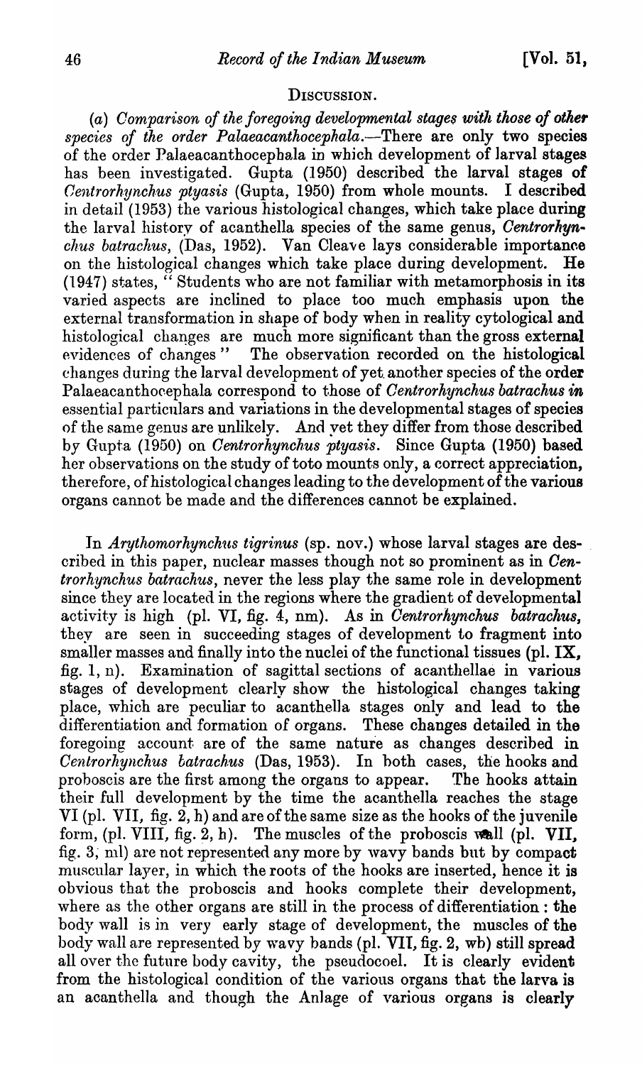## DISCUSSION.

(a) *Comparison of the foregoing developmental stages with those of other species of the order Palaeacanthocephala*.—There are only two species of the order Palaeacanthocephala in which development of larval stages has been investigated. Gupta (1950) described the larval stages of *Centrorhynchus ptyasis* (Gupta, 1950) from whole mounts. I described in detail (1953) the various histological changes, which take place during the larval history of acanthella species of the same genus, *Centrorhynchus batrachus*, (Das, 1952). Van Cleave lays considerable importance on the histological changes which take place during development. He (1947) states, " Students who are not familiar with metamorphosis in its varied aspects are inclined to place too much emphasis upon the external transformation in shape of body when in reality cytological and histological changes are much more significant than the gross external evidences of changes " The observation recorded on the histological changes during the larval development of yet another species of the order Palaeacanthocephala correspond to those of *Centrorhynchus batrachus in* essential particulars and variations in the developmental stages of species of the same genus are unlikely. And yet they differ from those described by Gupta (1950) on *Centrorhynchus ptyasis*. Since Gupta (1950) based her observations on the study of toto mounts only, a correct appreciation, therefore, of histological changes leading to the development of the various organs cannot be made and the differences cannot be explained.

In *Arythomorhynchus tigrinus* (sp. nov.) whose larval stages are described in this paper, nuclear masses though not so prominent as in *Centrorhynchus batrachus*, never the less play the same role in development since they are located in the regions where the gradient of developmental activity is high (pl. VI, fig. 4, nm). As in *Centrorhynchus batrachus*, they are seen in succeeding stages of development to fragment into smaller masses and finally into the nuclei of the functional tissues (pl. IX, fig. 1, n). Examination of sagittal sections of acanthellae in various stages of development clearly show the histological changes taking place, which are peculiar to acanthella stages only and lead to the differentiation and formation of organs. These changes detailed in the foregoing account are of the same nature as changes described in *Centrorhynchus batrachus* (Das, 1953). In both cases, the hooks and proboscis are the first among the organs to appear. The hooks attain their full development by the time the acanthella reaches the stage VI (pl. VII, fig. 2, h) and are of the same size as the hooks of the juvenile form, (pl. VIII, fig. 2, h). The muscles of the proboscis wall (pl. VII, fig. 3, ml) are not represented any more by wavy bands but by compact muscular layer, in which the roots of the hooks are inserted, hence it is obvious that the proboscis and hooks complete their development, where as the other organs are still in the process of differentiation : the body wall is in very early stage of development, the muscles of the body wall are represented by wavy bands (pl. VII, fig. 2, wb) still spread all over the future body cavity, the pseudocoel. It is clearly evident from the histological condition of the various organs that the larva is an acanthella and though the Anlage of various organs is clearly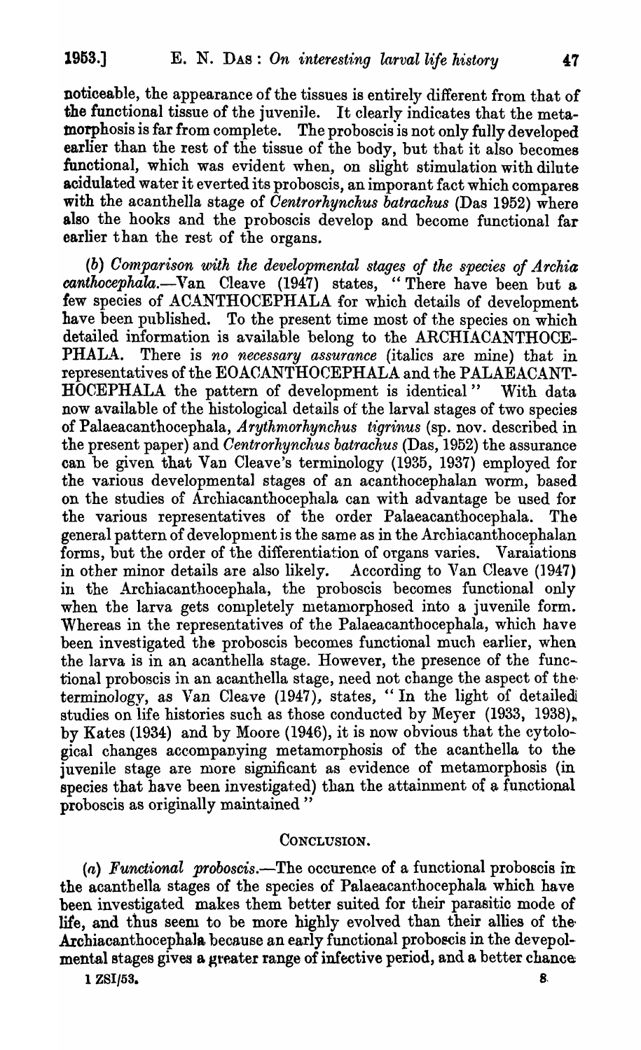noticeable, the appearance of the tissues is entirely different from that of the functional tissue of the juvenile. It clearly indicates that the metamorphosis is far from complete. The proboscis is not only fully developed earlier than the rest of the tissue of the body, but that it also becomes functional, which was evident when, on slight stimulation with dilute acidulated water it everted its proboscis, an imporant fact which compares with the acanthella stage of *Centrorhynchus batrachus* (Das 1952) where also the hooks and the proboscis develop and become functional far earlier than the rest of the organs.

(*b*) *Comparison with the developmental stages of the species of Archiacanthocephala*.—Van Cleave (1947) states, " There have been but a few species of ACANTHOCEPHALA for which details of development have been published. To the present time most of the species on which detailed information is available belong to the ARCHIACANTHOCEPHALA. There is *no necessary assurance* (italics are mine) that in representatives of the EOACANTHOCEPHALA and the PALAEACANTHOCEPHALA the pattern of development is identical " With data now available of the histological details of the larval stages of two species of Palaeacanthocephala, *Arythmorhynchus tigrinus* (sp. nov. described in the present paper) and *Centrorhynchus batrachus* (Das, 1952) the assurance can be given that Van Cleave's terminology (1935, 1937) employed for the various developmental stages of an acanthocephalan worm, based on the studies of Archiacanthocephala can with advantage be used for the various representatives of the order Palaeacanthocephala. The general pattern of development is the same as in the Archiacanthocephalan forms, but the order of the differentiation of organs varies. Varaiations in other minor details are also likely. According to Van Cleave (1947) in the Archiacanthocephala, the proboscis becomes functional only when the larva gets completely metamorphosed into a juvenile form. Whereas in the representatives of the Palaeacanthocephala, which have been investigated the proboscis becomes functional much earlier, when the larva is in an acanthella stage. However, the presence of the functional proboscis in an acanthella stage, need not change the aspect of the terminology, as Van Cleave (1947), states, " In the light of detailed studies on life histories such as those conducted by Meyer (1933, 1938), by Kates (1934) and by Moore (1946), it is now obvious that the cytological changes accompanying metamorphosis of the acanthella to the juvenile stage are more significant as evidence of metamorphosis (in species that have been investigated) than the attainment of a functional proboscis as originally maintained "

## CONCLUSION.

(*a*) *Functional proboscis*.—The occurence of a functional proboscis in the acanthella stages of the species of Palaeacanthocephala which have been investigated makes them better suited for their parasitic mode of life, and thus seem to be more highly evolved than their allies of the Archiacanthocephala because an early functional proboscis in the devepolmental stages gives a greater range of infective period, and a better chance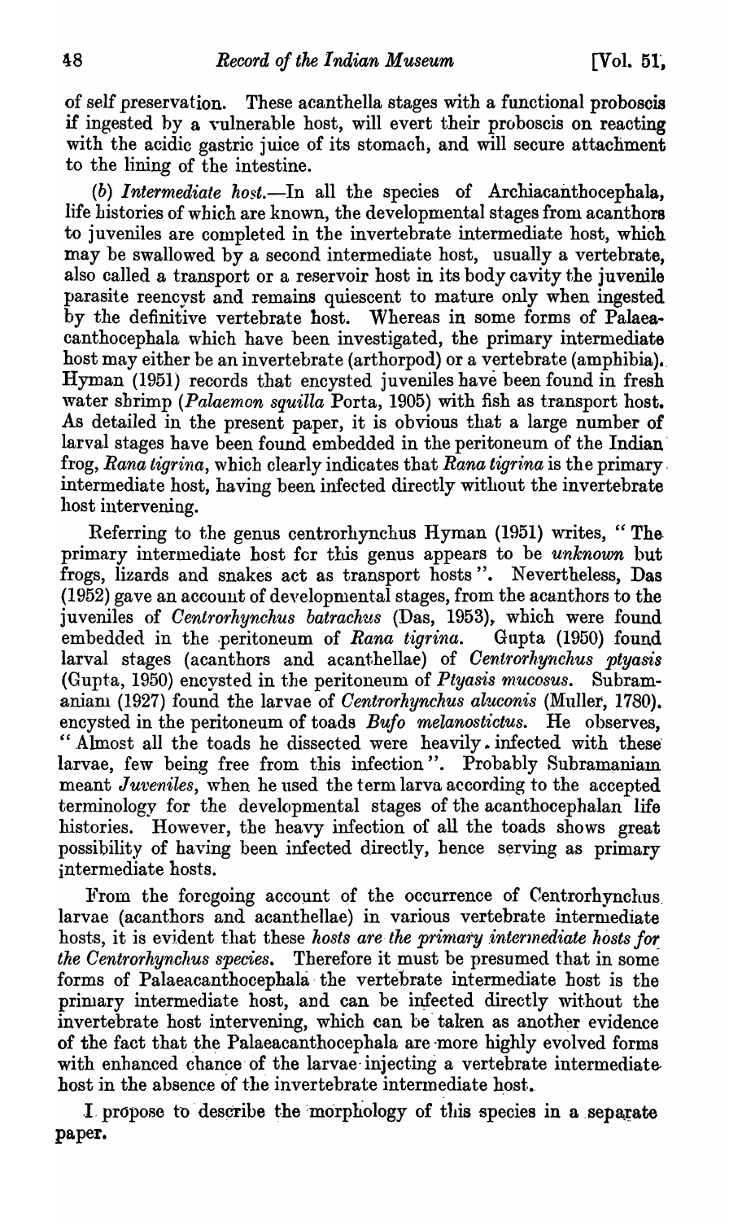of self preservation. These acanthella stages with a functional proboscis if ingested by a vulnerable host, will evert their proboscis on reacting with the acidic gastric juice of its stomach, and will secure attachment to the lining of the intestine.

(b) *Intermediate host*.—In all the species of Archiacanthocephala, life histories of which are known, the developmental stages from acanthors to juveniles are completed in the invertebrate intermediate host, which may be swallowed by a second intermediate host, usually a vertebrate, also called a transport or a reservoir host in its body cavity the juvenile parasite reencyst and remains quiescent to mature only when ingested by the definitive vertebrate host. Whereas in some forms of Palaeacanthocephala which have been investigated, the primary intermediate host may either be an invertebrate (arthorpod) or a vertebrate (amphibia). Hyman (1951) records that encysted juveniles have been found in fresh water shrimp (*Palaemon squilla* Porta, 1905) with fish as transport host. As detailed in the present paper, it is obvious that a large number of larval stages have been found embedded in the peritoneum of the Indian frog, *Rana tigrina*, which clearly indicates that *Rana tigrina* is the primary intermediate host, having been infected directly without the invertebrate host intervening.

Referring to the genus centrorhynchus Hyman (1951) writes, " The primary intermediate host for this genus appears to be *unknown* but frogs, lizards and snakes act as transport hosts ". Nevertheless, Das (1952) gave an account of developmental stages, from the acanthors to the juveniles of *Centrorhynchus batrachus* (Das, 1953), which were found embedded in the peritoneum of *Rana tigrina*. Gupta (1950) found larval stages (acanthors and acanthellae) of *Centrorhynchus ptyasis* (Gupta, 1950) encysted in the peritoneum of *Ptyasis mucosus*. Subramaniam (1927) found the larvae of *Centrorhynchus aluconis* (Muller, 1780). encysted in the peritoneum of toads *Bufo melanostictus*. He observes, " Almost all the toads he dissected were heavily infected with these larvae, few being free from this infection ". Probably Subramaniam meant *Juveniles*, when he used the term larva according to the accepted terminology for the developmental stages of the acanthocephalan life histories. However, the heavy infection of all the toads shows great possibility of having been infected directly, hence serving as primary intermediate hosts.

From the foregoing account of the occurrence of Centrorhynchus larvae (acanthors and acanthellae) in various vertebrate intermediate hosts, it is evident that these *hosts are the primary intermediate hosts for the Centrorhynchus species*. Therefore it must be presumed that in some forms of Palaeacanthocephala the vertebrate intermediate host is the primary intermediate host, and can be infected directly without the invertebrate host intervening, which can be taken as another evidence of the fact that the Palaeacanthocephala are more highly evolved forms with enhanced chance of the larvae injecting a vertebrate intermediate host in the absence of the invertebrate intermediate host.

I propose to describe the morphology of this species in a separate paper.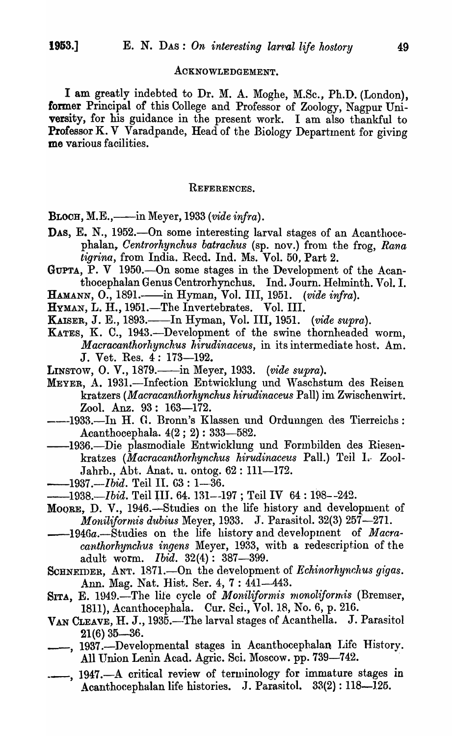## ACKNOWLEDGEMENT.

I am greatly indebted to Dr. M. A. Moghe, M.Sc., Ph.D. (London), former Principal of this College and Professor of Zoology, Nagpur University, for his guidance in the present work. I am also thankful to Professor K. V Varadpande, Head of the Biology Department for giving me various facilities.

## REFERENCES.

BLOCH, M.E.,——in Meyer, 1933 (*vide infra*).

DAS, E. N., 1952.—On some interesting larval stages of an Acanthocephalan, *Centrorhynchus batrachus* (sp. nov.) from the frog, *Rana tigrina*, from India. Recd. Ind. Ms. Vol. 50, Part 2.

GUPTA, P. V 1950.—On some stages in the Development of the Acanthocephalan Genus Centrorhynchus. Ind. Journ. Helminth. Vol. I.

HAMANN, O., 1891.——in Hyman, Vol. III, 1951. (*vide infra*).

HYMAN, L. H., 1951.—The Invertebrates. Vol. III.

KAISER, J. E., 1893.——In Hyman, Vol. III, 1951. (*vide supra*).

KATES, K. C., 1943.—Development of the swine thornheaded worm, *Macracanthorhynchus hirudinaceus*, in its intermediate host. Am. J. Vet. Res. 4 : 173—192.

LINSTOW, O. V., 1879.——in Meyer, 1933. (*vide supra*).

MEYER, A. 1931.—Infection Entwicklung und Waschstum des Reisen kratzers (*Macracanthorhynchus hirudinaceus* Pall) im Zwischenwirt. Zool. Anz. 93 : 163—172.

——1933.—In H. G. Bronn's Klassen und Ordunngen des Tierreichs : Acanthocephala. 4(2 ; 2) : 333—582.

——1936.—Die plasmodiale Entwicklung und Formbilden des Riesenkratzes (*Macracanthorhynchus hirudinaceus* Pall.) Teil I. Zool-Jahrb., Abt. Anat. u. ontog. 62 : 111—172.

——1937.—*Ibid.* Teil II. 63 : 1—36.

——1938.—*Ibid.* Teil III. 64. 131—197 ; Teil IV 64 : 198—242.

MOORE, D. V., 1946.—Studies on the life history and development of *Moniliformis dubius* Meyer, 1933. J. Parasitol. 32(3) 257—271.

——1946a.—Studies on the life history and development of *Macracanthorhynchus ingens* Meyer, 1933, with a redescription of the adult worm. *Ibid.* 32(4) : 387—399.

SCHNEIDER, ANT. 1871.—On the development of *Echinorhynchus gigas*. Ann. Mag. Nat. Hist. Ser. 4, 7 : 441—443.

SITA, E. 1949.—The life cycle of *Moniliformis monoliformis* (Bremser, 1811), Acanthocephala. Cur. Sci., Vol. 18, No. 6, p. 216.

VAN CLEAVE, H. J., 1935.—The larval stages of Acanthella. J. Parasitol 21(6) 35—36.

——, 1937.—Developmental stages in Acanthocephalan Life History. All Union Lenin Acad. Agric. Sci. Moscow. pp. 739—742.

——, 1947.—A critical review of terminology for immature stages in Acanthocephalan life histories. J. Parasitol. 33(2) : 118—125.